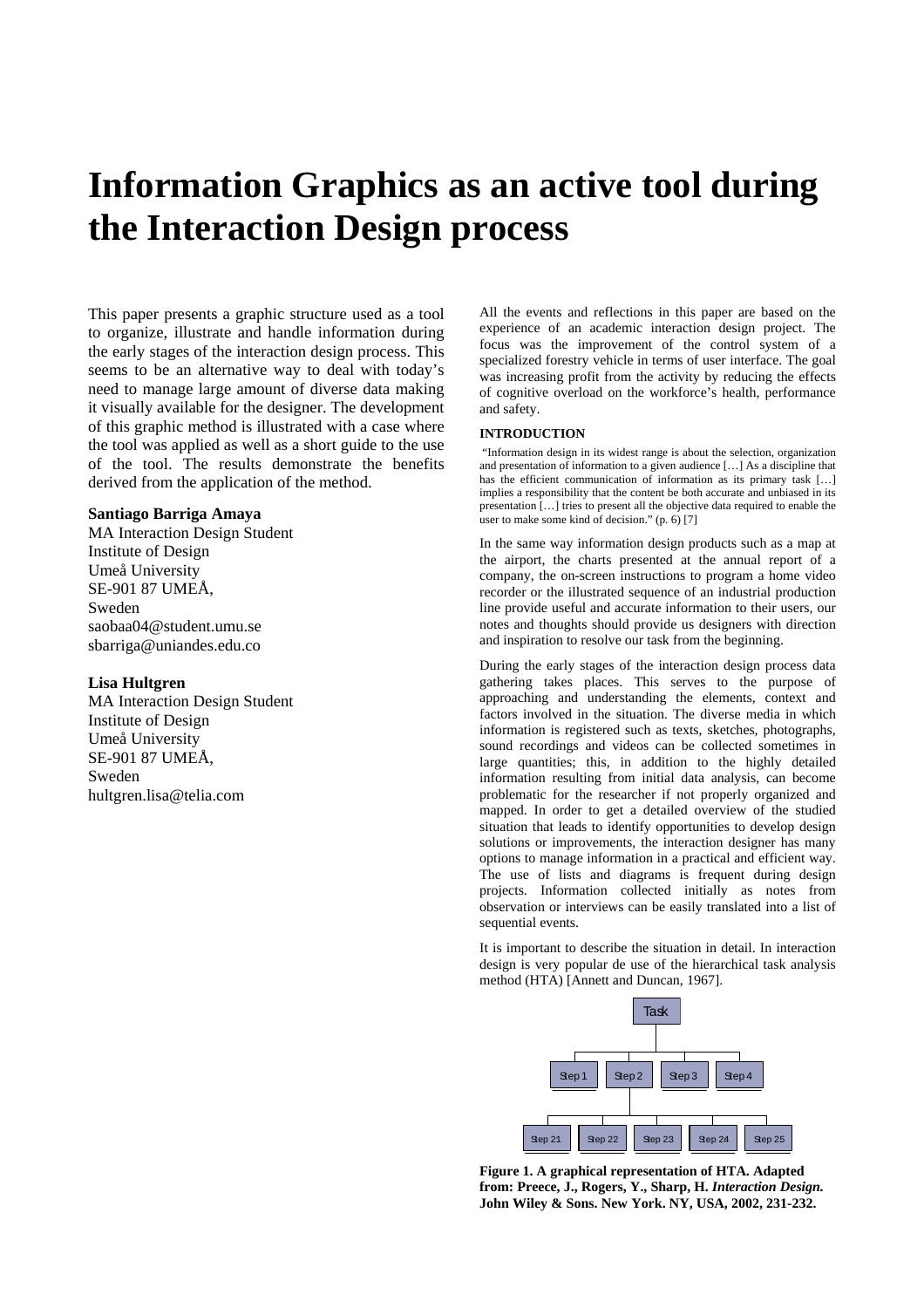# Information Graphics as an active tool during the Interaction Design process

This paper presents a graphic structure used as a tool to organize, illustrate and handle information during the early stages of the interaction design process. This seems to be an alternative way to deal with today's need to manage large amount of diverse data making it visually available for the designer. The development of this graphic method is illustrated with a case where the tool was applied as well as a short guide to the use of the tool. The results demonstrate the benefits derived from the application of the method.

**Santiago Barriga Amaya**
MA Interaction Design Student
Institute of Design
Umeå University
SE-901 87 UMEÅ,
Sweden
saobaa04@student.umu.se
sbarriga@uniandes.edu.co

**Lisa Hultgren**
MA Interaction Design Student
Institute of Design
Umeå University
SE-901 87 UMEÅ,
Sweden
hultgren.lisa@telia.com

All the events and reflections in this paper are based on the experience of an academic interaction design project. The focus was the improvement of the control system of a specialized forestry vehicle in terms of user interface. The goal was increasing profit from the activity by reducing the effects of cognitive overload on the workforce's health, performance and safety.

## INTRODUCTION

"Information design in its widest range is about the selection, organization and presentation of information to a given audience […] As a discipline that has the efficient communication of information as its primary task […] implies a responsibility that the content be both accurate and unbiased in its presentation […] tries to present all the objective data required to enable the user to make some kind of decision." (p. 6) [7]

In the same way information design products such as a map at the airport, the charts presented at the annual report of a company, the on-screen instructions to program a home video recorder or the illustrated sequence of an industrial production line provide useful and accurate information to their users, our notes and thoughts should provide us designers with direction and inspiration to resolve our task from the beginning.

During the early stages of the interaction design process data gathering takes places. This serves to the purpose of approaching and understanding the elements, context and factors involved in the situation. The diverse media in which information is registered such as texts, sketches, photographs, sound recordings and videos can be collected sometimes in large quantities; this, in addition to the highly detailed information resulting from initial data analysis, can become problematic for the researcher if not properly organized and mapped. In order to get a detailed overview of the studied situation that leads to identify opportunities to develop design solutions or improvements, the interaction designer has many options to manage information in a practical and efficient way. The use of lists and diagrams is frequent during design projects. Information collected initially as notes from observation or interviews can be easily translated into a list of sequential events.

It is important to describe the situation in detail. In interaction design is very popular de use of the hierarchical task analysis method (HTA) [Annett and Duncan, 1967].

Task

Step 1 | Step 2 | Step 3 | Step 4

Step 21 | Step 22 | Step 23 | Step 24 | Step 25

**Figure 1. A graphical representation of HTA. Adapted from: Preece, J., Rogers, Y., Sharp, H. *Interaction Design.* John Wiley & Sons. New York. NY, USA, 2002, 231-232.**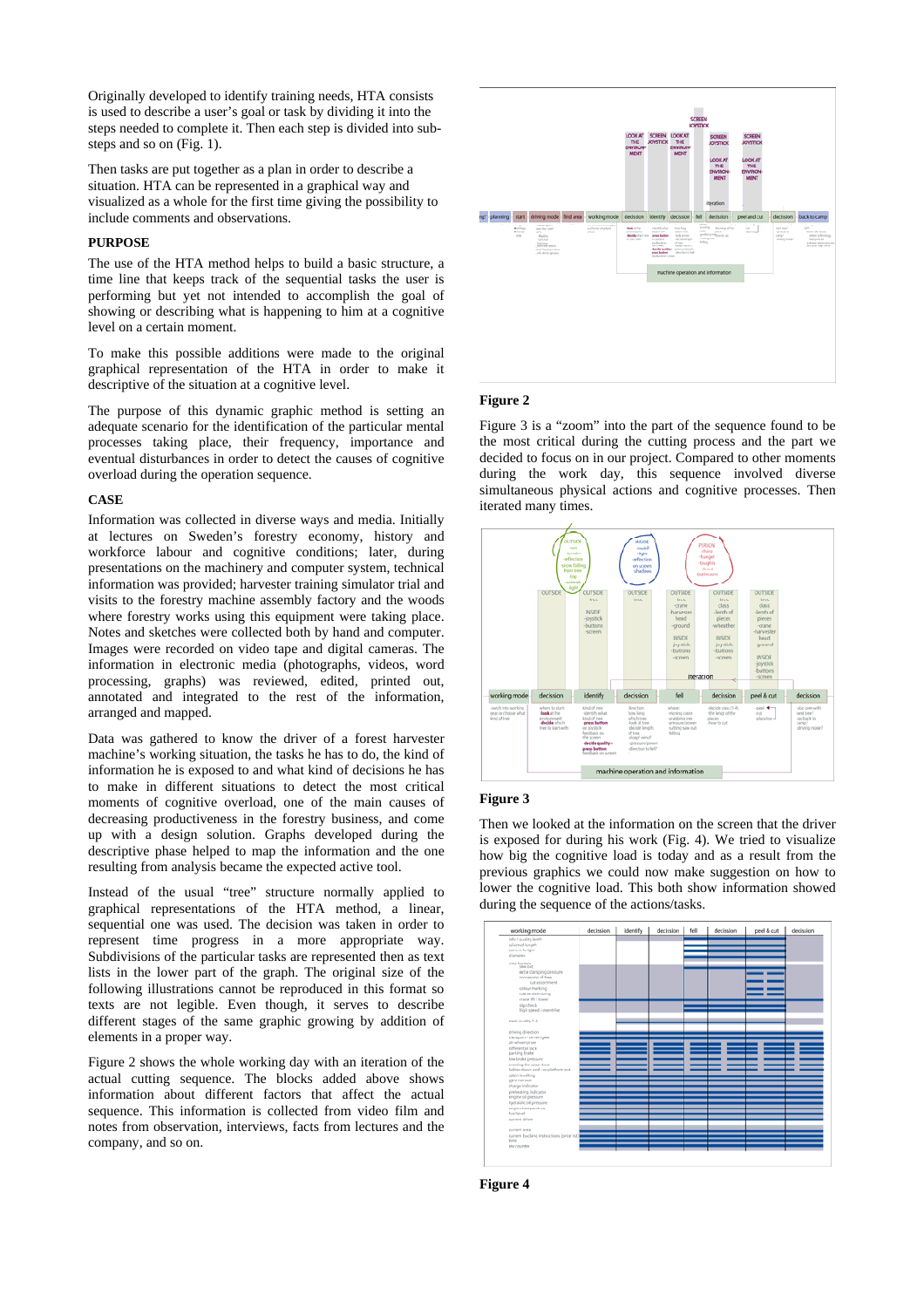Originally developed to identify training needs, HTA consists is used to describe a user's goal or task by dividing it into the steps needed to complete it. Then each step is divided into sub-steps and so on (Fig. 1).

Then tasks are put together as a plan in order to describe a situation. HTA can be represented in a graphical way and visualized as a whole for the first time giving the possibility to include comments and observations.

### PURPOSE

The use of the HTA method helps to build a basic structure, a time line that keeps track of the sequential tasks the user is performing but yet not intended to accomplish the goal of showing or describing what is happening to him at a cognitive level on a certain moment.

To make this possible additions were made to the original graphical representation of the HTA in order to make it descriptive of the situation at a cognitive level.

The purpose of this dynamic graphic method is setting an adequate scenario for the identification of the particular mental processes taking place, their frequency, importance and eventual disturbances in order to detect the causes of cognitive overload during the operation sequence.

### CASE

Information was collected in diverse ways and media. Initially at lectures on Sweden's forestry economy, history and workforce labour and cognitive conditions; later, during presentations on the machinery and computer system, technical information was provided; harvester training simulator trial and visits to the forestry machine assembly factory and the woods where forestry works using this equipment were taking place. Notes and sketches were collected both by hand and computer. Images were recorded on video tape and digital cameras. The information in electronic media (photographs, videos, word processing, graphs) was reviewed, edited, printed out, annotated and integrated to the rest of the information, arranged and mapped.

Data was gathered to know the driver of a forest harvester machine's working situation, the tasks he has to do, the kind of information he is exposed to and what kind of decisions he has to make in different situations to detect the most critical moments of cognitive overload, one of the main causes of decreasing productiveness in the forestry business, and come up with a design solution. Graphs developed during the descriptive phase helped to map the information and the one resulting from analysis became the expected active tool.

Instead of the usual "tree" structure normally applied to graphical representations of the HTA method, a linear, sequential one was used. The decision was taken in order to represent time progress in a more appropriate way. Subdivisions of the particular tasks are represented then as text lists in the lower part of the graph. The original size of the following illustrations cannot be reproduced in this format so texts are not legible. Even though, it serves to describe different stages of the same graphic growing by addition of elements in a proper way.

Figure 2 shows the whole working day with an iteration of the actual cutting sequence. The blocks added above shows information about different factors that affect the actual sequence. This information is collected from video film and notes from observation, interviews, facts from lectures and the company, and so on.

**Figure 2**

Figure 3 is a "zoom" into the part of the sequence found to be the most critical during the cutting process and the part we decided to focus on in our project. Compared to other moments during the work day, this sequence involved diverse simultaneous physical actions and cognitive processes. Then iterated many times.

**Figure 3**

Then we looked at the information on the screen that the driver is exposed for during his work (Fig. 4). We tried to visualize how big the cognitive load is today and as a result from the previous graphics we could now make suggestion on how to lower the cognitive load. This both show information showed during the sequence of the actions/tasks.

**Figure 4**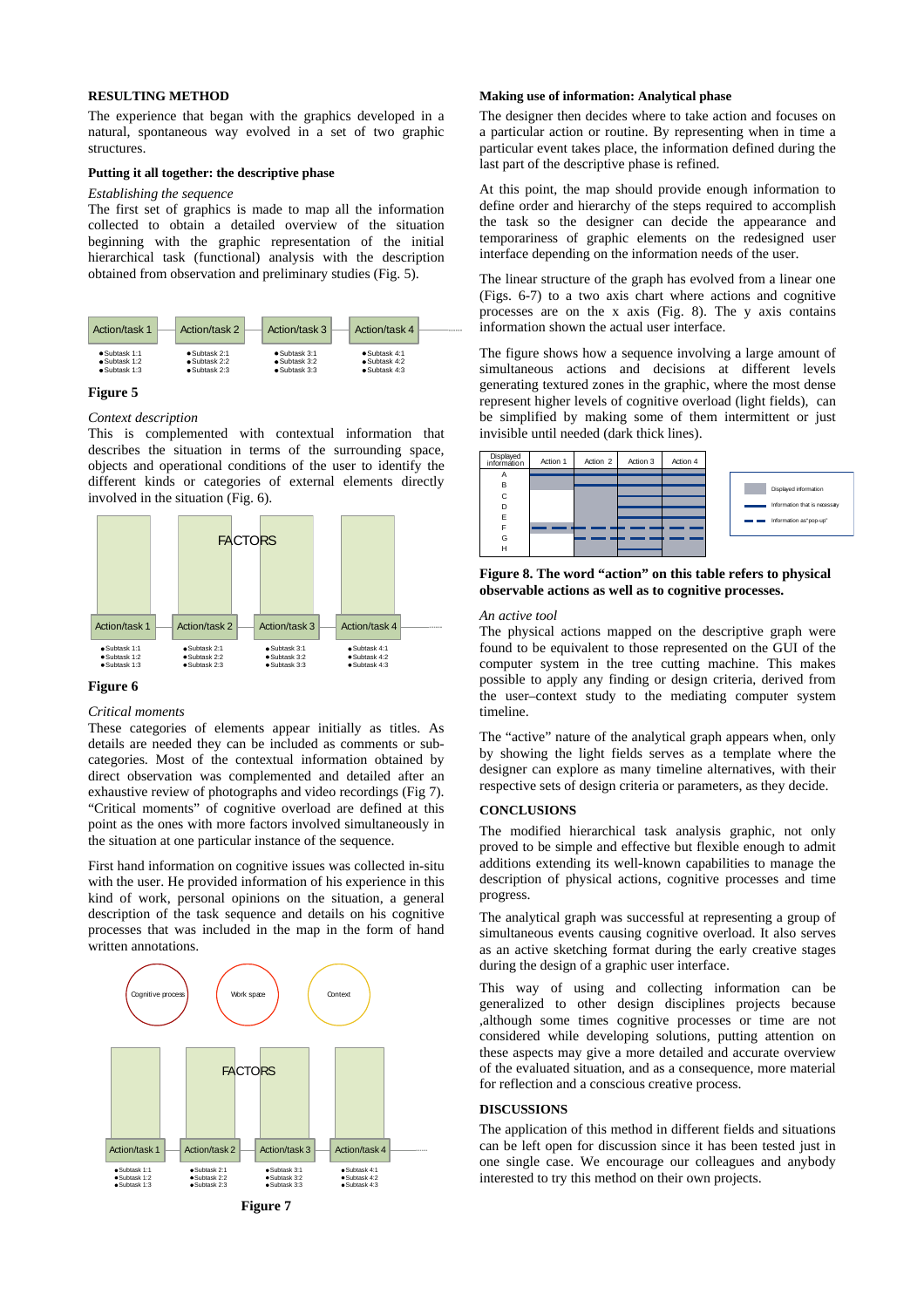## RESULTING METHOD

The experience that began with the graphics developed in a natural, spontaneous way evolved in a set of two graphic structures.

### Putting it all together: the descriptive phase

*Establishing the sequence*

The first set of graphics is made to map all the information collected to obtain a detailed overview of the situation beginning with the graphic representation of the initial hierarchical task (functional) analysis with the description obtained from observation and preliminary studies (Fig. 5).

| Action/task 1 | Action/task 2 | Action/task 3 | Action/task 4 |
|---|---|---|---|
| • Subtask 1:1<br>• Subtask 1:2<br>• Subtask 1:3 | • Subtask 2:1<br>• Subtask 2:2<br>• Subtask 2:3 | • Subtask 3:1<br>• Subtask 3:2<br>• Subtask 3:3 | • Subtask 4:1<br>• Subtask 4:2<br>• Subtask 4:3 |

**Figure 5**

*Context description*

This is complemented with contextual information that describes the situation in terms of the surrounding space, objects and operational conditions of the user to identify the different kinds or categories of external elements directly involved in the situation (Fig. 6).

FACTORS

| Action/task 1 | Action/task 2 | Action/task 3 | Action/task 4 |
|---|---|---|---|
| • Subtask 1:1<br>• Subtask 1:2<br>• Subtask 1:3 | • Subtask 2:1<br>• Subtask 2:2<br>• Subtask 2:3 | • Subtask 3:1<br>• Subtask 3:2<br>• Subtask 3:3 | • Subtask 4:1<br>• Subtask 4:2<br>• Subtask 4:3 |

**Figure 6**

*Critical moments*

These categories of elements appear initially as titles. As details are needed they can be included as comments or sub-categories. Most of the contextual information obtained by direct observation was complemented and detailed after an exhaustive review of photographs and video recordings (Fig 7). "Critical moments" of cognitive overload are defined at this point as the ones with more factors involved simultaneously in the situation at one particular instance of the sequence.

First hand information on cognitive issues was collected in-situ with the user. He provided information of his experience in this kind of work, personal opinions on the situation, a general description of the task sequence and details on his cognitive processes that was included in the map in the form of hand written annotations.

Cognitive process — Work space — Context

FACTORS

| Action/task 1 | Action/task 2 | Action/task 3 | Action/task 4 |
|---|---|---|---|
| • Subtask 1:1<br>• Subtask 1:2<br>• Subtask 1:3 | • Subtask 2:1<br>• Subtask 2:2<br>• Subtask 2:3 | • Subtask 3:1<br>• Subtask 3:2<br>• Subtask 3:3 | • Subtask 4:1<br>• Subtask 4:2<br>• Subtask 4:3 |

**Figure 7**

### Making use of information: Analytical phase

The designer then decides where to take action and focuses on a particular action or routine. By representing when in time a particular event takes place, the information defined during the last part of the descriptive phase is refined.

At this point, the map should provide enough information to define order and hierarchy of the steps required to accomplish the task so the designer can decide the appearance and temporariness of graphic elements on the redesigned user interface depending on the information needs of the user.

The linear structure of the graph has evolved from a linear one (Figs. 6-7) to a two axis chart where actions and cognitive processes are on the x axis (Fig. 8). The y axis contains information shown the actual user interface.

The figure shows how a sequence involving a large amount of simultaneous actions and decisions at different levels generating textured zones in the graphic, where the most dense represent higher levels of cognitive overload (light fields), can be simplified by making some of them intermittent or just invisible until needed (dark thick lines).

| Displayed information | Action 1 | Action 2 | Action 3 | Action 4 |
|---|---|---|---|---|
| A | | | | |
| B | | | | |
| C | | | | |
| D | | | | |
| E | | | | |
| F | | | | |
| G | | | | |
| H | | | | |

Legend: Displayed information; Information that is necessary; Information as "pop-up"

**Figure 8. The word "action" on this table refers to physical observable actions as well as to cognitive processes.**

*An active tool*

The physical actions mapped on the descriptive graph were found to be equivalent to those represented on the GUI of the computer system in the tree cutting machine. This makes possible to apply any finding or design criteria, derived from the user–context study to the mediating computer system timeline.

The "active" nature of the analytical graph appears when, only by showing the light fields serves as a template where the designer can explore as many timeline alternatives, with their respective sets of design criteria or parameters, as they decide.

## CONCLUSIONS

The modified hierarchical task analysis graphic, not only proved to be simple and effective but flexible enough to admit additions extending its well-known capabilities to manage the description of physical actions, cognitive processes and time progress.

The analytical graph was successful at representing a group of simultaneous events causing cognitive overload. It also serves as an active sketching format during the early creative stages during the design of a graphic user interface.

This way of using and collecting information can be generalized to other design disciplines projects because ,although some times cognitive processes or time are not considered while developing solutions, putting attention on these aspects may give a more detailed and accurate overview of the evaluated situation, and as a consequence, more material for reflection and a conscious creative process.

## DISCUSSIONS

The application of this method in different fields and situations can be left open for discussion since it has been tested just in one single case. We encourage our colleagues and anybody interested to try this method on their own projects.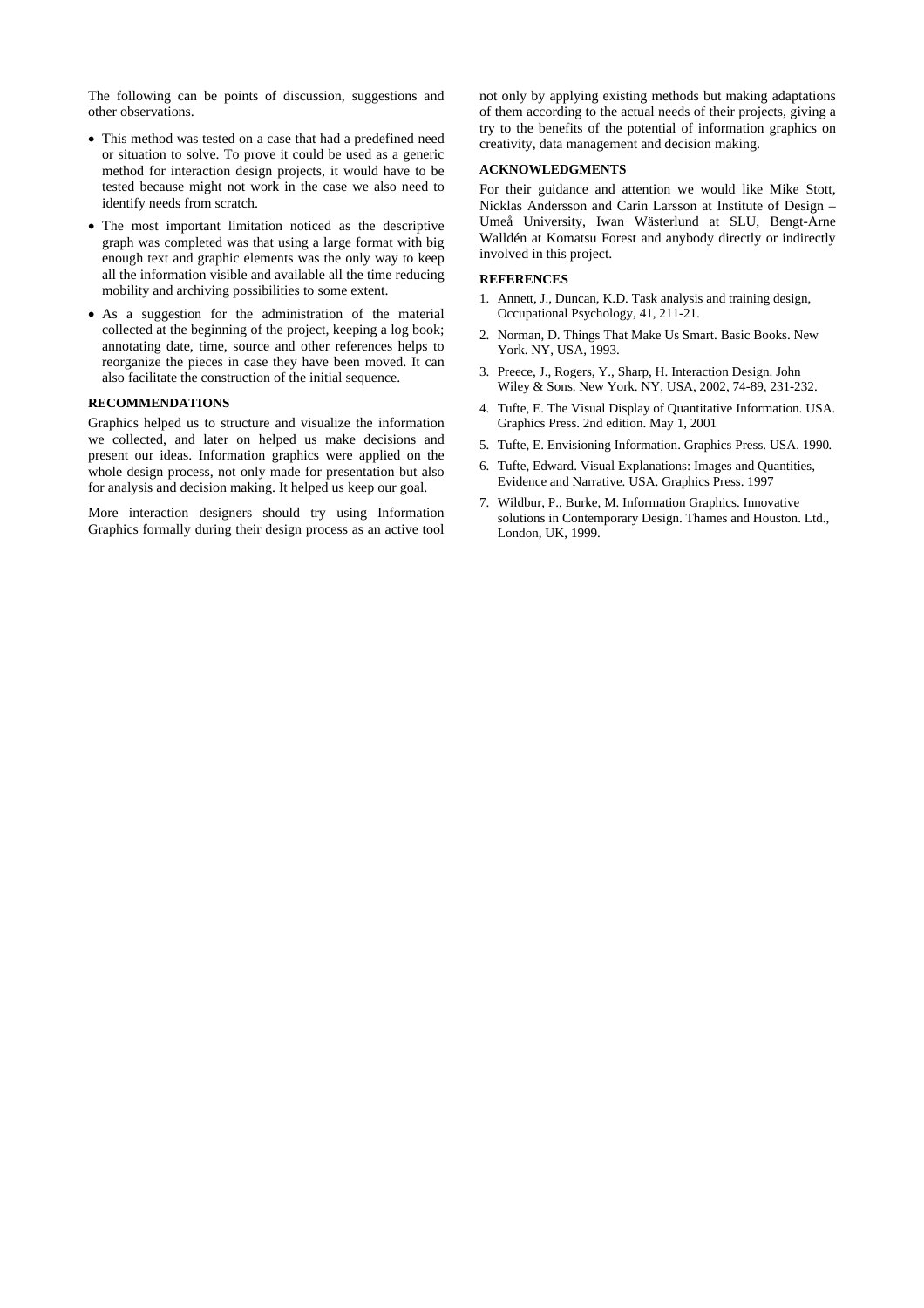The following can be points of discussion, suggestions and other observations.

- This method was tested on a case that had a predefined need or situation to solve. To prove it could be used as a generic method for interaction design projects, it would have to be tested because might not work in the case we also need to identify needs from scratch.
- The most important limitation noticed as the descriptive graph was completed was that using a large format with big enough text and graphic elements was the only way to keep all the information visible and available all the time reducing mobility and archiving possibilities to some extent.
- As a suggestion for the administration of the material collected at the beginning of the project, keeping a log book; annotating date, time, source and other references helps to reorganize the pieces in case they have been moved. It can also facilitate the construction of the initial sequence.

## RECOMMENDATIONS

Graphics helped us to structure and visualize the information we collected, and later on helped us make decisions and present our ideas. Information graphics were applied on the whole design process, not only made for presentation but also for analysis and decision making. It helped us keep our goal.

More interaction designers should try using Information Graphics formally during their design process as an active tool not only by applying existing methods but making adaptations of them according to the actual needs of their projects, giving a try to the benefits of the potential of information graphics on creativity, data management and decision making.

## ACKNOWLEDGMENTS

For their guidance and attention we would like Mike Stott, Nicklas Andersson and Carin Larsson at Institute of Design – Umeå University, Iwan Wästerlund at SLU, Bengt-Arne Walldén at Komatsu Forest and anybody directly or indirectly involved in this project.

## REFERENCES

1. Annett, J., Duncan, K.D. Task analysis and training design, Occupational Psychology, 41, 211-21.
2. Norman, D. Things That Make Us Smart. Basic Books. New York. NY, USA, 1993.
3. Preece, J., Rogers, Y., Sharp, H. Interaction Design. John Wiley & Sons. New York. NY, USA, 2002, 74-89, 231-232.
4. Tufte, E. The Visual Display of Quantitative Information. USA. Graphics Press. 2nd edition. May 1, 2001
5. Tufte, E. Envisioning Information. Graphics Press. USA. 1990.
6. Tufte, Edward. Visual Explanations: Images and Quantities, Evidence and Narrative. USA. Graphics Press. 1997
7. Wildbur, P., Burke, M. Information Graphics. Innovative solutions in Contemporary Design. Thames and Houston. Ltd., London, UK, 1999.